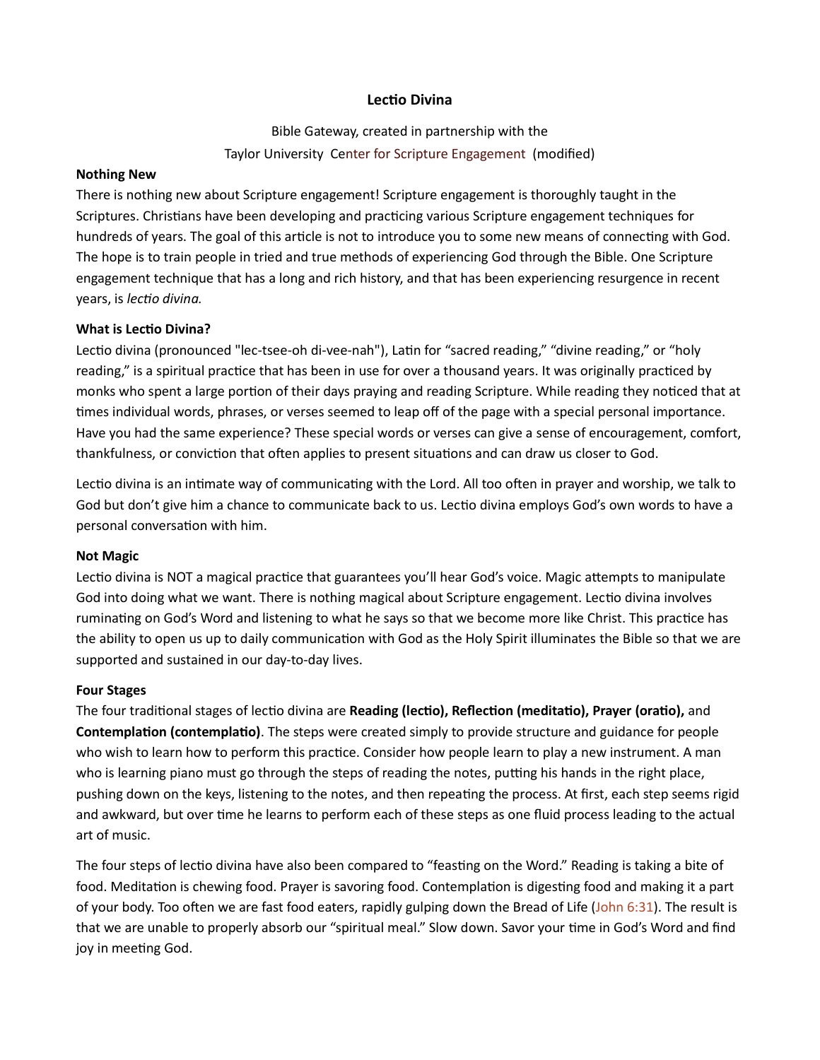# Lectio Divina

Bible Gateway, created in partnership with the
Taylor University Center for Scripture Engagement (modified)

**Nothing New**

There is nothing new about Scripture engagement! Scripture engagement is thoroughly taught in the Scriptures. Christians have been developing and practicing various Scripture engagement techniques for hundreds of years. The goal of this article is not to introduce you to some new means of connecting with God. The hope is to train people in tried and true methods of experiencing God through the Bible. One Scripture engagement technique that has a long and rich history, and that has been experiencing resurgence in recent years, is *lectio divina.*

**What is Lectio Divina?**

Lectio divina (pronounced "lec-tsee-oh di-vee-nah"), Latin for "sacred reading," "divine reading," or "holy reading," is a spiritual practice that has been in use for over a thousand years. It was originally practiced by monks who spent a large portion of their days praying and reading Scripture. While reading they noticed that at times individual words, phrases, or verses seemed to leap off of the page with a special personal importance. Have you had the same experience? These special words or verses can give a sense of encouragement, comfort, thankfulness, or conviction that often applies to present situations and can draw us closer to God.

Lectio divina is an intimate way of communicating with the Lord. All too often in prayer and worship, we talk to God but don't give him a chance to communicate back to us. Lectio divina employs God's own words to have a personal conversation with him.

**Not Magic**

Lectio divina is NOT a magical practice that guarantees you'll hear God's voice. Magic attempts to manipulate God into doing what we want. There is nothing magical about Scripture engagement. Lectio divina involves ruminating on God's Word and listening to what he says so that we become more like Christ. This practice has the ability to open us up to daily communication with God as the Holy Spirit illuminates the Bible so that we are supported and sustained in our day-to-day lives.

**Four Stages**

The four traditional stages of lectio divina are **Reading (lectio), Reflection (meditatio), Prayer (oratio),** and **Contemplation (contemplatio)**. The steps were created simply to provide structure and guidance for people who wish to learn how to perform this practice. Consider how people learn to play a new instrument. A man who is learning piano must go through the steps of reading the notes, putting his hands in the right place, pushing down on the keys, listening to the notes, and then repeating the process. At first, each step seems rigid and awkward, but over time he learns to perform each of these steps as one fluid process leading to the actual art of music.

The four steps of lectio divina have also been compared to "feasting on the Word." Reading is taking a bite of food. Meditation is chewing food. Prayer is savoring food. Contemplation is digesting food and making it a part of your body. Too often we are fast food eaters, rapidly gulping down the Bread of Life (John 6:31). The result is that we are unable to properly absorb our "spiritual meal." Slow down. Savor your time in God's Word and find joy in meeting God.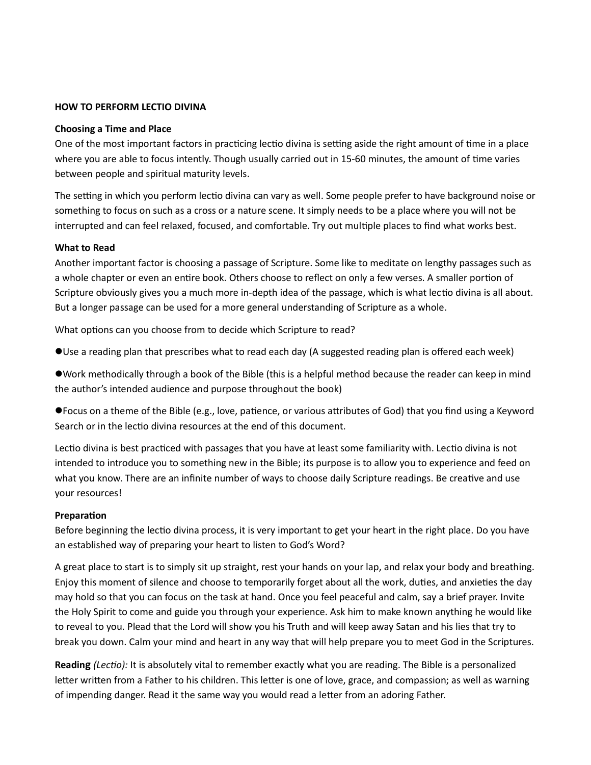## HOW TO PERFORM LECTIO DIVINA

### Choosing a Time and Place

One of the most important factors in practicing lectio divina is setting aside the right amount of time in a place where you are able to focus intently. Though usually carried out in 15-60 minutes, the amount of time varies between people and spiritual maturity levels.

The setting in which you perform lectio divina can vary as well. Some people prefer to have background noise or something to focus on such as a cross or a nature scene. It simply needs to be a place where you will not be interrupted and can feel relaxed, focused, and comfortable. Try out multiple places to find what works best.

### What to Read

Another important factor is choosing a passage of Scripture. Some like to meditate on lengthy passages such as a whole chapter or even an entire book. Others choose to reflect on only a few verses. A smaller portion of Scripture obviously gives you a much more in-depth idea of the passage, which is what lectio divina is all about. But a longer passage can be used for a more general understanding of Scripture as a whole.

What options can you choose from to decide which Scripture to read?

- Use a reading plan that prescribes what to read each day (A suggested reading plan is offered each week)
- Work methodically through a book of the Bible (this is a helpful method because the reader can keep in mind the author's intended audience and purpose throughout the book)
- Focus on a theme of the Bible (e.g., love, patience, or various attributes of God) that you find using a Keyword Search or in the lectio divina resources at the end of this document.

Lectio divina is best practiced with passages that you have at least some familiarity with. Lectio divina is not intended to introduce you to something new in the Bible; its purpose is to allow you to experience and feed on what you know. There are an infinite number of ways to choose daily Scripture readings. Be creative and use your resources!

### Preparation

Before beginning the lectio divina process, it is very important to get your heart in the right place. Do you have an established way of preparing your heart to listen to God's Word?

A great place to start is to simply sit up straight, rest your hands on your lap, and relax your body and breathing. Enjoy this moment of silence and choose to temporarily forget about all the work, duties, and anxieties the day may hold so that you can focus on the task at hand. Once you feel peaceful and calm, say a brief prayer. Invite the Holy Spirit to come and guide you through your experience. Ask him to make known anything he would like to reveal to you. Plead that the Lord will show you his Truth and will keep away Satan and his lies that try to break you down. Calm your mind and heart in any way that will help prepare you to meet God in the Scriptures.

**Reading** *(Lectio):* It is absolutely vital to remember exactly what you are reading. The Bible is a personalized letter written from a Father to his children. This letter is one of love, grace, and compassion; as well as warning of impending danger. Read it the same way you would read a letter from an adoring Father.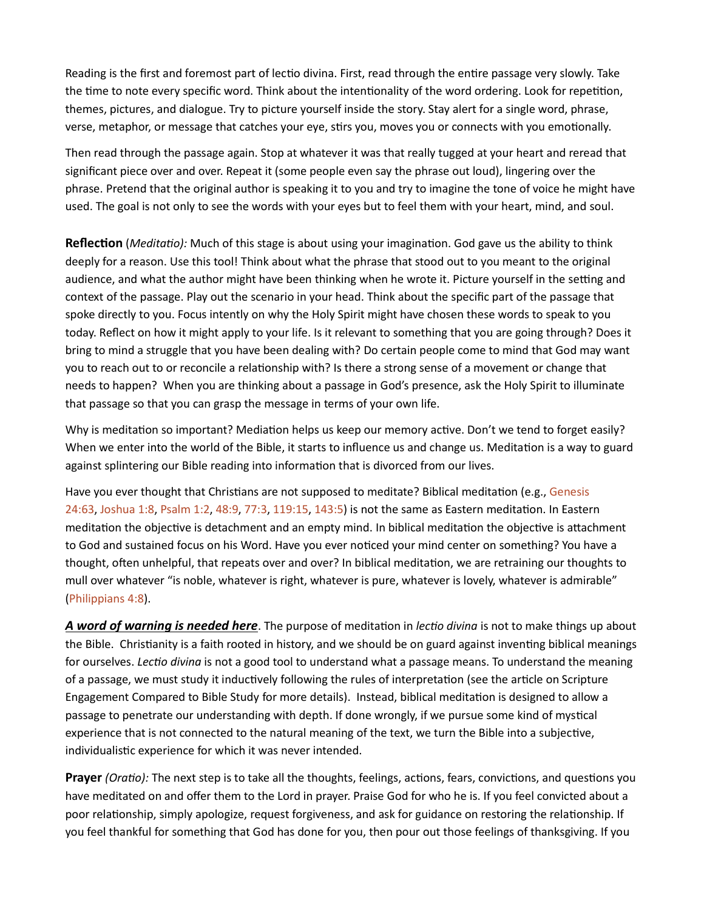Reading is the first and foremost part of lectio divina. First, read through the entire passage very slowly. Take the time to note every specific word. Think about the intentionality of the word ordering. Look for repetition, themes, pictures, and dialogue. Try to picture yourself inside the story. Stay alert for a single word, phrase, verse, metaphor, or message that catches your eye, stirs you, moves you or connects with you emotionally.

Then read through the passage again. Stop at whatever it was that really tugged at your heart and reread that significant piece over and over. Repeat it (some people even say the phrase out loud), lingering over the phrase. Pretend that the original author is speaking it to you and try to imagine the tone of voice he might have used. The goal is not only to see the words with your eyes but to feel them with your heart, mind, and soul.

**Reflection** (*Meditatio):* Much of this stage is about using your imagination. God gave us the ability to think deeply for a reason. Use this tool! Think about what the phrase that stood out to you meant to the original audience, and what the author might have been thinking when he wrote it. Picture yourself in the setting and context of the passage. Play out the scenario in your head. Think about the specific part of the passage that spoke directly to you. Focus intently on why the Holy Spirit might have chosen these words to speak to you today. Reflect on how it might apply to your life. Is it relevant to something that you are going through? Does it bring to mind a struggle that you have been dealing with? Do certain people come to mind that God may want you to reach out to or reconcile a relationship with? Is there a strong sense of a movement or change that needs to happen? When you are thinking about a passage in God's presence, ask the Holy Spirit to illuminate that passage so that you can grasp the message in terms of your own life.

Why is meditation so important? Mediation helps us keep our memory active. Don't we tend to forget easily? When we enter into the world of the Bible, it starts to influence us and change us. Meditation is a way to guard against splintering our Bible reading into information that is divorced from our lives.

Have you ever thought that Christians are not supposed to meditate? Biblical meditation (e.g., Genesis 24:63, Joshua 1:8, Psalm 1:2, 48:9, 77:3, 119:15, 143:5) is not the same as Eastern meditation. In Eastern meditation the objective is detachment and an empty mind. In biblical meditation the objective is attachment to God and sustained focus on his Word. Have you ever noticed your mind center on something? You have a thought, often unhelpful, that repeats over and over? In biblical meditation, we are retraining our thoughts to mull over whatever "is noble, whatever is right, whatever is pure, whatever is lovely, whatever is admirable" (Philippians 4:8).

***A word of warning is needed here***. The purpose of meditation in *lectio divina* is not to make things up about the Bible. Christianity is a faith rooted in history, and we should be on guard against inventing biblical meanings for ourselves. *Lectio divina* is not a good tool to understand what a passage means. To understand the meaning of a passage, we must study it inductively following the rules of interpretation (see the article on Scripture Engagement Compared to Bible Study for more details). Instead, biblical meditation is designed to allow a passage to penetrate our understanding with depth. If done wrongly, if we pursue some kind of mystical experience that is not connected to the natural meaning of the text, we turn the Bible into a subjective, individualistic experience for which it was never intended.

**Prayer** *(Oratio):* The next step is to take all the thoughts, feelings, actions, fears, convictions, and questions you have meditated on and offer them to the Lord in prayer. Praise God for who he is. If you feel convicted about a poor relationship, simply apologize, request forgiveness, and ask for guidance on restoring the relationship. If you feel thankful for something that God has done for you, then pour out those feelings of thanksgiving. If you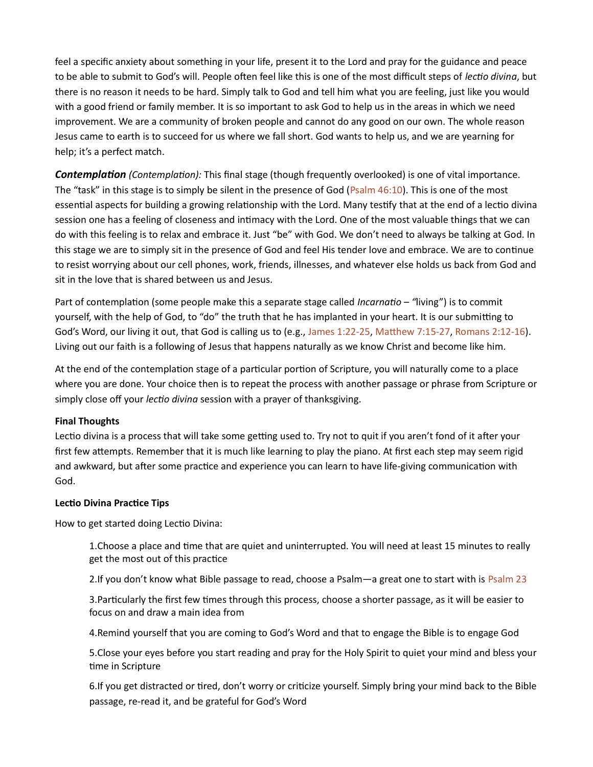feel a specific anxiety about something in your life, present it to the Lord and pray for the guidance and peace to be able to submit to God's will. People often feel like this is one of the most difficult steps of *lectio divina*, but there is no reason it needs to be hard. Simply talk to God and tell him what you are feeling, just like you would with a good friend or family member. It is so important to ask God to help us in the areas in which we need improvement. We are a community of broken people and cannot do any good on our own. The whole reason Jesus came to earth is to succeed for us where we fall short. God wants to help us, and we are yearning for help; it's a perfect match.

***Contemplation*** *(Contemplation):* This final stage (though frequently overlooked) is one of vital importance. The "task" in this stage is to simply be silent in the presence of God (Psalm 46:10). This is one of the most essential aspects for building a growing relationship with the Lord. Many testify that at the end of a lectio divina session one has a feeling of closeness and intimacy with the Lord. One of the most valuable things that we can do with this feeling is to relax and embrace it. Just "be" with God. We don't need to always be talking at God. In this stage we are to simply sit in the presence of God and feel His tender love and embrace. We are to continue to resist worrying about our cell phones, work, friends, illnesses, and whatever else holds us back from God and sit in the love that is shared between us and Jesus.

Part of contemplation (some people make this a separate stage called *Incarnatio* – "living") is to commit yourself, with the help of God, to "do" the truth that he has implanted in your heart. It is our submitting to God's Word, our living it out, that God is calling us to (e.g., James 1:22-25, Matthew 7:15-27, Romans 2:12-16). Living out our faith is a following of Jesus that happens naturally as we know Christ and become like him.

At the end of the contemplation stage of a particular portion of Scripture, you will naturally come to a place where you are done. Your choice then is to repeat the process with another passage or phrase from Scripture or simply close off your *lectio divina* session with a prayer of thanksgiving.

**Final Thoughts**

Lectio divina is a process that will take some getting used to. Try not to quit if you aren't fond of it after your first few attempts. Remember that it is much like learning to play the piano. At first each step may seem rigid and awkward, but after some practice and experience you can learn to have life-giving communication with God.

**Lectio Divina Practice Tips**

How to get started doing Lectio Divina:

1. Choose a place and time that are quiet and uninterrupted. You will need at least 15 minutes to really get the most out of this practice
2. If you don't know what Bible passage to read, choose a Psalm—a great one to start with is Psalm 23
3. Particularly the first few times through this process, choose a shorter passage, as it will be easier to focus on and draw a main idea from
4. Remind yourself that you are coming to God's Word and that to engage the Bible is to engage God
5. Close your eyes before you start reading and pray for the Holy Spirit to quiet your mind and bless your time in Scripture
6. If you get distracted or tired, don't worry or criticize yourself. Simply bring your mind back to the Bible passage, re-read it, and be grateful for God's Word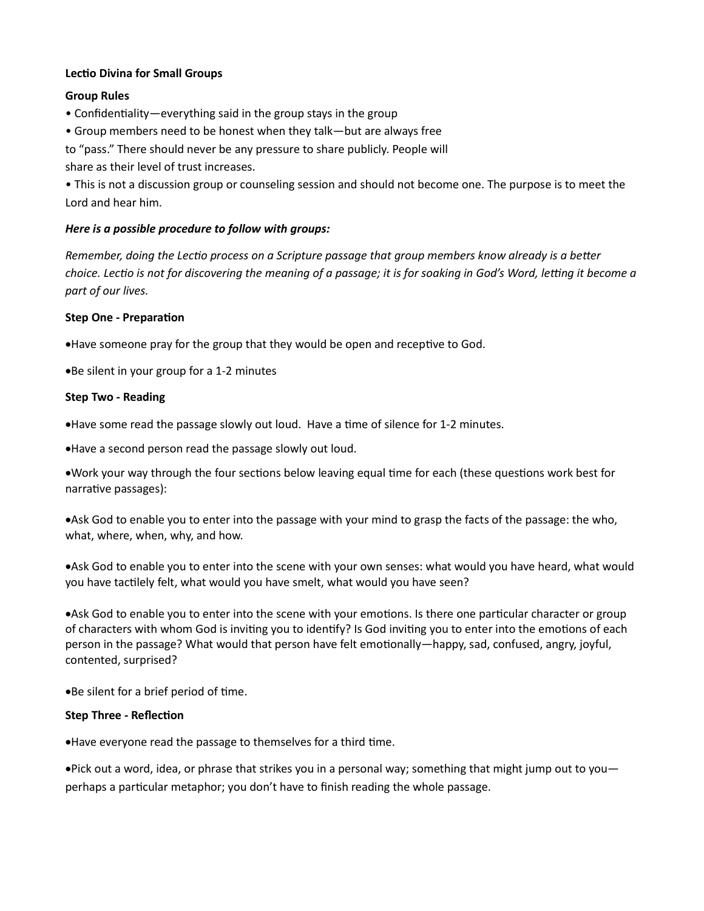**Lectio Divina for Small Groups**

**Group Rules**

- Confidentiality—everything said in the group stays in the group
- Group members need to be honest when they talk—but are always free to "pass." There should never be any pressure to share publicly. People will share as their level of trust increases.
- This is not a discussion group or counseling session and should not become one. The purpose is to meet the Lord and hear him.

***Here is a possible procedure to follow with groups:***

*Remember, doing the Lectio process on a Scripture passage that group members know already is a better choice. Lectio is not for discovering the meaning of a passage; it is for soaking in God's Word, letting it become a part of our lives.*

**Step One - Preparation**

- Have someone pray for the group that they would be open and receptive to God.
- Be silent in your group for a 1-2 minutes

**Step Two - Reading**

- Have some read the passage slowly out loud. Have a time of silence for 1-2 minutes.
- Have a second person read the passage slowly out loud.
- Work your way through the four sections below leaving equal time for each (these questions work best for narrative passages):
- Ask God to enable you to enter into the passage with your mind to grasp the facts of the passage: the who, what, where, when, why, and how.
- Ask God to enable you to enter into the scene with your own senses: what would you have heard, what would you have tactilely felt, what would you have smelt, what would you have seen?
- Ask God to enable you to enter into the scene with your emotions. Is there one particular character or group of characters with whom God is inviting you to identify? Is God inviting you to enter into the emotions of each person in the passage? What would that person have felt emotionally—happy, sad, confused, angry, joyful, contented, surprised?
- Be silent for a brief period of time.

**Step Three - Reflection**

- Have everyone read the passage to themselves for a third time.
- Pick out a word, idea, or phrase that strikes you in a personal way; something that might jump out to you—perhaps a particular metaphor; you don't have to finish reading the whole passage.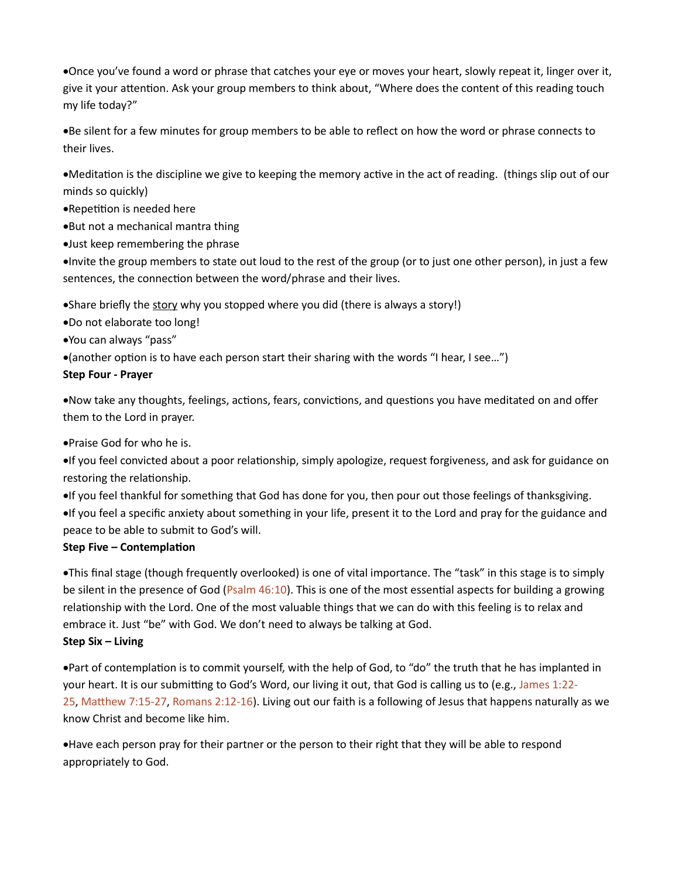- Once you've found a word or phrase that catches your eye or moves your heart, slowly repeat it, linger over it, give it your attention. Ask your group members to think about, "Where does the content of this reading touch my life today?"

- Be silent for a few minutes for group members to be able to reflect on how the word or phrase connects to their lives.

- Meditation is the discipline we give to keeping the memory active in the act of reading. (things slip out of our minds so quickly)
- Repetition is needed here
- But not a mechanical mantra thing
- Just keep remembering the phrase
- Invite the group members to state out loud to the rest of the group (or to just one other person), in just a few sentences, the connection between the word/phrase and their lives.

- Share briefly the <u>story</u> why you stopped where you did (there is always a story!)
- Do not elaborate too long!
- You can always "pass"
- (another option is to have each person start their sharing with the words "I hear, I see…")

**Step Four - Prayer**

- Now take any thoughts, feelings, actions, fears, convictions, and questions you have meditated on and offer them to the Lord in prayer.

- Praise God for who he is.
- If you feel convicted about a poor relationship, simply apologize, request forgiveness, and ask for guidance on restoring the relationship.
- If you feel thankful for something that God has done for you, then pour out those feelings of thanksgiving.
- If you feel a specific anxiety about something in your life, present it to the Lord and pray for the guidance and peace to be able to submit to God's will.

**Step Five – Contemplation**

- This final stage (though frequently overlooked) is one of vital importance. The "task" in this stage is to simply be silent in the presence of God (Psalm 46:10). This is one of the most essential aspects for building a growing relationship with the Lord. One of the most valuable things that we can do with this feeling is to relax and embrace it. Just "be" with God. We don't need to always be talking at God.

**Step Six – Living**

- Part of contemplation is to commit yourself, with the help of God, to "do" the truth that he has implanted in your heart. It is our submitting to God's Word, our living it out, that God is calling us to (e.g., James 1:22-25, Matthew 7:15-27, Romans 2:12-16). Living out our faith is a following of Jesus that happens naturally as we know Christ and become like him.

- Have each person pray for their partner or the person to their right that they will be able to respond appropriately to God.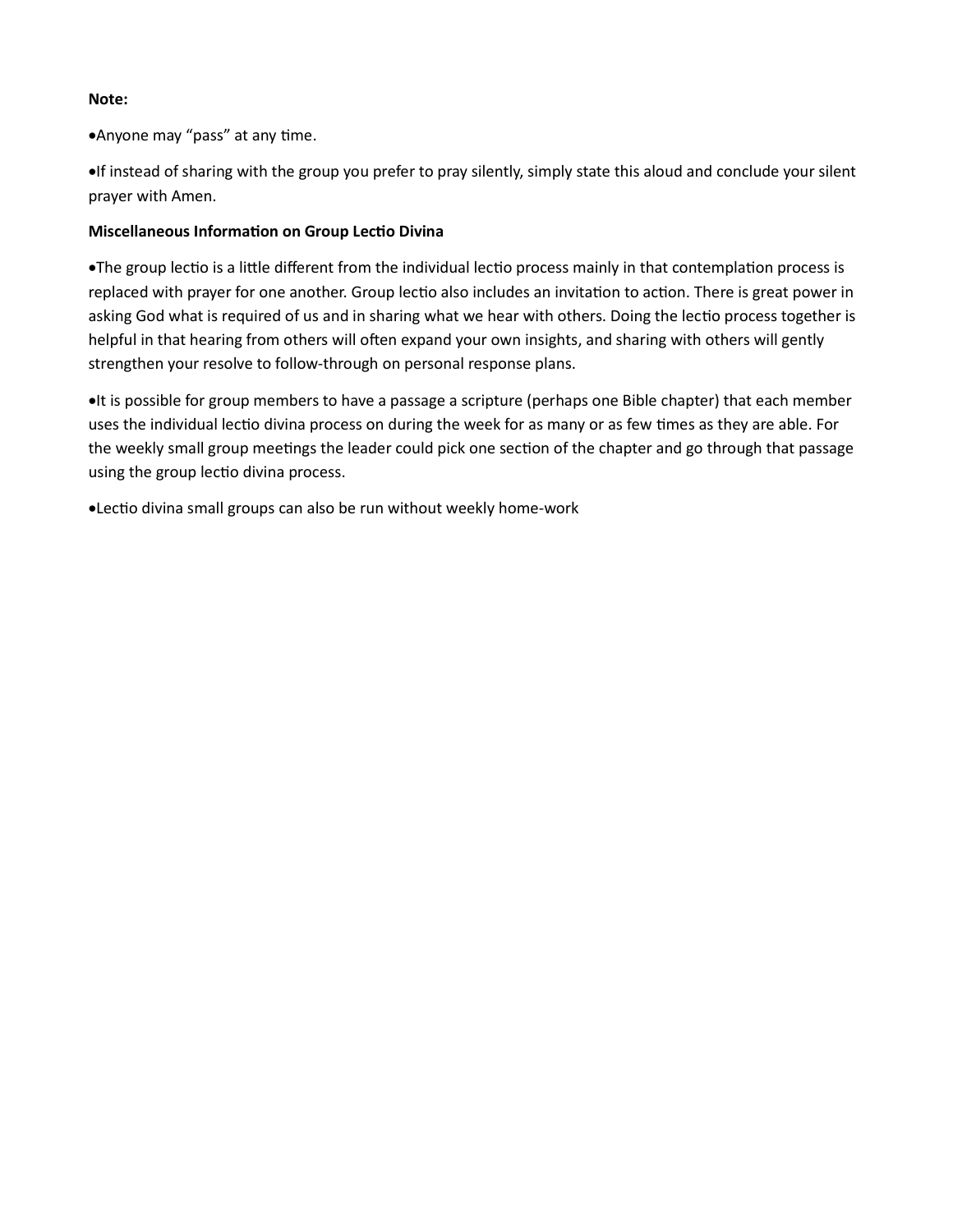**Note:**

- Anyone may "pass" at any time.
- If instead of sharing with the group you prefer to pray silently, simply state this aloud and conclude your silent prayer with Amen.

**Miscellaneous Information on Group Lectio Divina**

- The group lectio is a little different from the individual lectio process mainly in that contemplation process is replaced with prayer for one another. Group lectio also includes an invitation to action. There is great power in asking God what is required of us and in sharing what we hear with others. Doing the lectio process together is helpful in that hearing from others will often expand your own insights, and sharing with others will gently strengthen your resolve to follow-through on personal response plans.
- It is possible for group members to have a passage a scripture (perhaps one Bible chapter) that each member uses the individual lectio divina process on during the week for as many or as few times as they are able. For the weekly small group meetings the leader could pick one section of the chapter and go through that passage using the group lectio divina process.
- Lectio divina small groups can also be run without weekly home-work